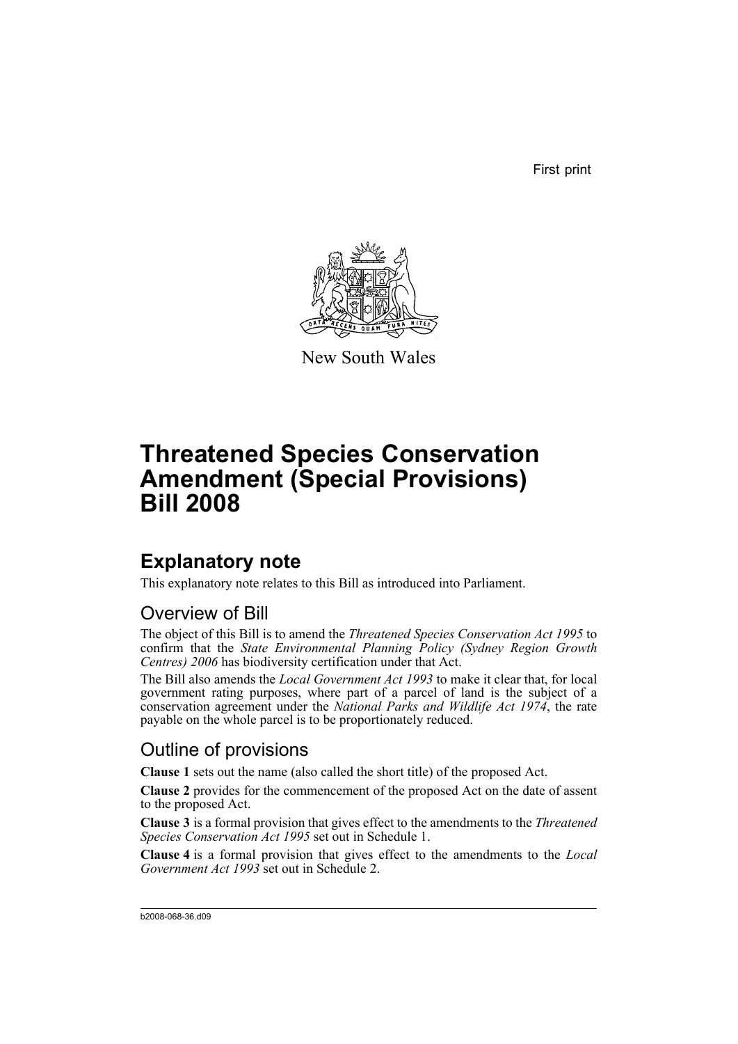First print

New South Wales

# Threatened Species Conservation Amendment (Special Provisions) Bill 2008

## Explanatory note

This explanatory note relates to this Bill as introduced into Parliament.

### Overview of Bill

The object of this Bill is to amend the *Threatened Species Conservation Act 1995* to confirm that the *State Environmental Planning Policy (Sydney Region Growth Centres) 2006* has biodiversity certification under that Act.

The Bill also amends the *Local Government Act 1993* to make it clear that, for local government rating purposes, where part of a parcel of land is the subject of a conservation agreement under the *National Parks and Wildlife Act 1974*, the rate payable on the whole parcel is to be proportionately reduced.

### Outline of provisions

**Clause 1** sets out the name (also called the short title) of the proposed Act.

**Clause 2** provides for the commencement of the proposed Act on the date of assent to the proposed Act.

**Clause 3** is a formal provision that gives effect to the amendments to the *Threatened Species Conservation Act 1995* set out in Schedule 1.

**Clause 4** is a formal provision that gives effect to the amendments to the *Local Government Act 1993* set out in Schedule 2.

b2008-068-36.d09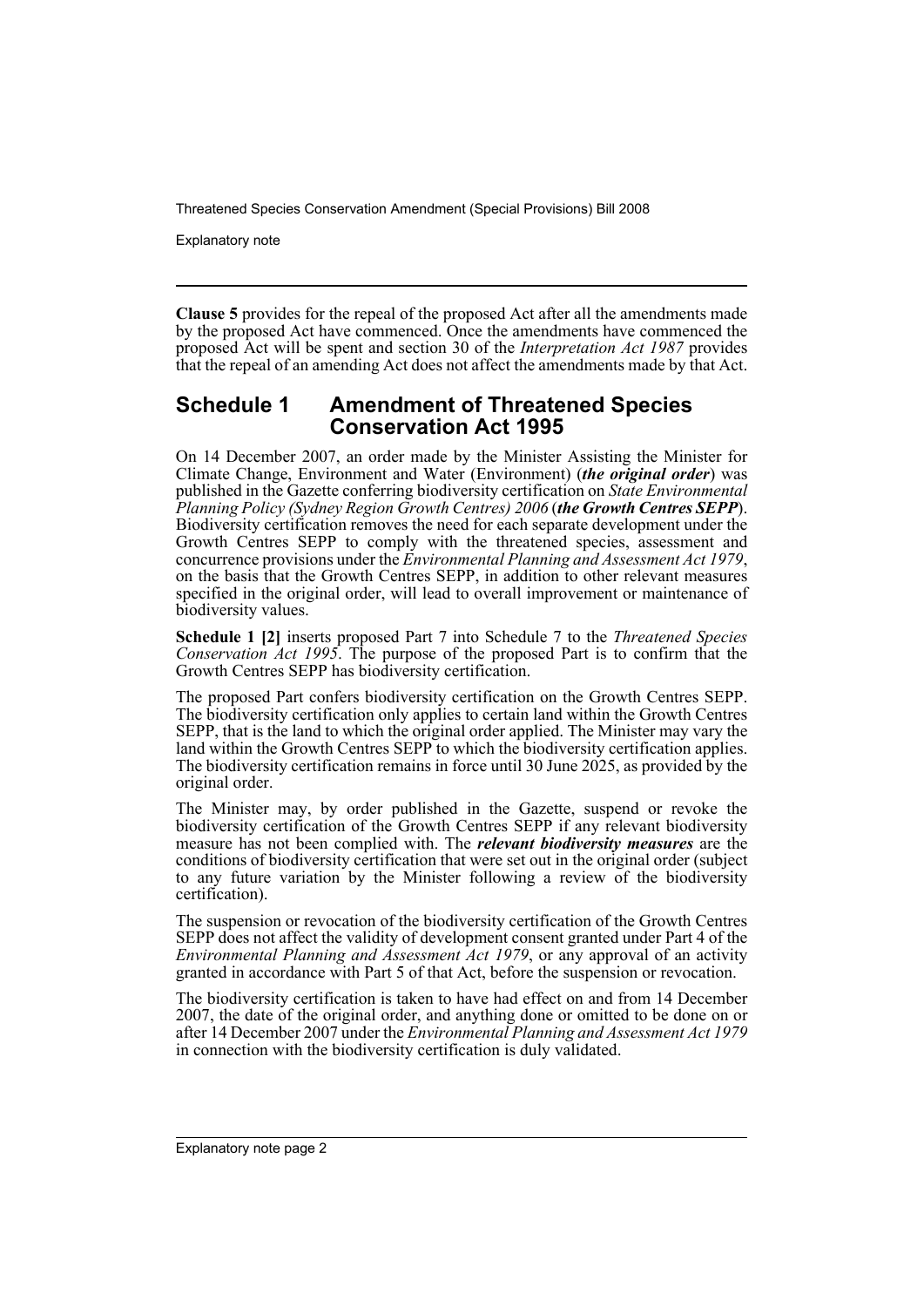**Clause 5** provides for the repeal of the proposed Act after all the amendments made by the proposed Act have commenced. Once the amendments have commenced the proposed Act will be spent and section 30 of the *Interpretation Act 1987* provides that the repeal of an amending Act does not affect the amendments made by that Act.

## Schedule 1 Amendment of Threatened Species Conservation Act 1995

On 14 December 2007, an order made by the Minister Assisting the Minister for Climate Change, Environment and Water (Environment) (***the original order***) was published in the Gazette conferring biodiversity certification on *State Environmental Planning Policy (Sydney Region Growth Centres) 2006* (***the Growth Centres SEPP***). Biodiversity certification removes the need for each separate development under the Growth Centres SEPP to comply with the threatened species, assessment and concurrence provisions under the *Environmental Planning and Assessment Act 1979*, on the basis that the Growth Centres SEPP, in addition to other relevant measures specified in the original order, will lead to overall improvement or maintenance of biodiversity values.

**Schedule 1 [2]** inserts proposed Part 7 into Schedule 7 to the *Threatened Species Conservation Act 1995*. The purpose of the proposed Part is to confirm that the Growth Centres SEPP has biodiversity certification.

The proposed Part confers biodiversity certification on the Growth Centres SEPP. The biodiversity certification only applies to certain land within the Growth Centres SEPP, that is the land to which the original order applied. The Minister may vary the land within the Growth Centres SEPP to which the biodiversity certification applies. The biodiversity certification remains in force until 30 June 2025, as provided by the original order.

The Minister may, by order published in the Gazette, suspend or revoke the biodiversity certification of the Growth Centres SEPP if any relevant biodiversity measure has not been complied with. The ***relevant biodiversity measures*** are the conditions of biodiversity certification that were set out in the original order (subject to any future variation by the Minister following a review of the biodiversity certification).

The suspension or revocation of the biodiversity certification of the Growth Centres SEPP does not affect the validity of development consent granted under Part 4 of the *Environmental Planning and Assessment Act 1979*, or any approval of an activity granted in accordance with Part 5 of that Act, before the suspension or revocation.

The biodiversity certification is taken to have had effect on and from 14 December 2007, the date of the original order, and anything done or omitted to be done on or after 14 December 2007 under the *Environmental Planning and Assessment Act 1979* in connection with the biodiversity certification is duly validated.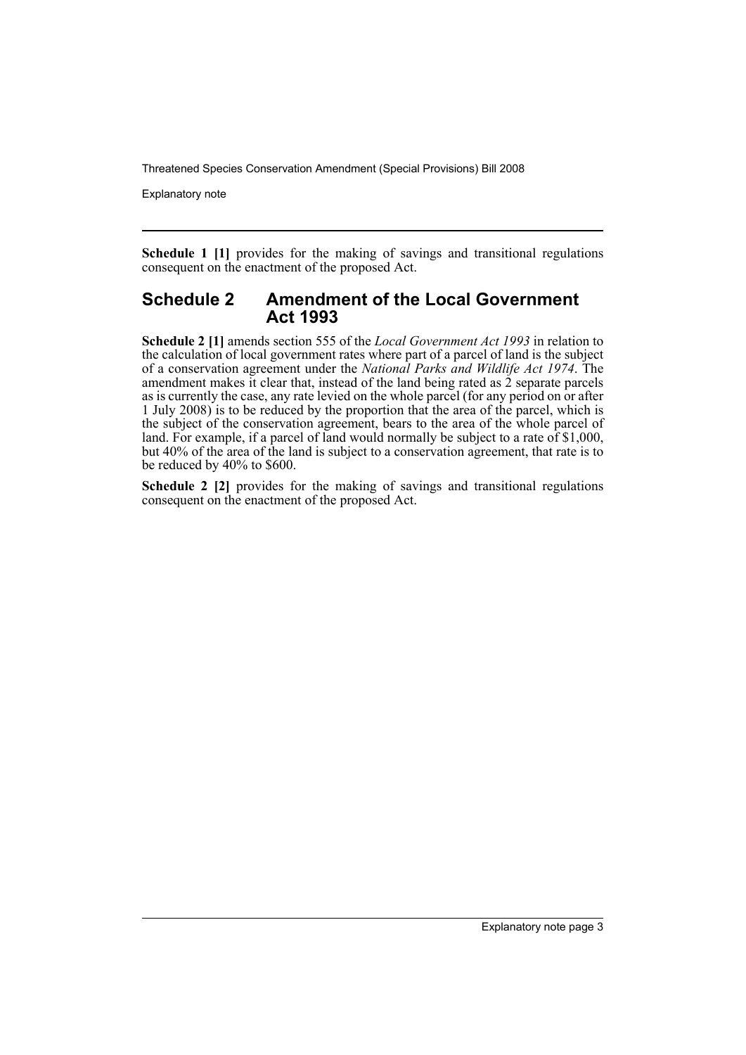**Schedule 1 [1]** provides for the making of savings and transitional regulations consequent on the enactment of the proposed Act.

## Schedule 2 Amendment of the Local Government Act 1993

**Schedule 2 [1]** amends section 555 of the *Local Government Act 1993* in relation to the calculation of local government rates where part of a parcel of land is the subject of a conservation agreement under the *National Parks and Wildlife Act 1974*. The amendment makes it clear that, instead of the land being rated as 2 separate parcels as is currently the case, any rate levied on the whole parcel (for any period on or after 1 July 2008) is to be reduced by the proportion that the area of the parcel, which is the subject of the conservation agreement, bears to the area of the whole parcel of land. For example, if a parcel of land would normally be subject to a rate of $1,000, but 40% of the area of the land is subject to a conservation agreement, that rate is to be reduced by 40% to $600.

**Schedule 2 [2]** provides for the making of savings and transitional regulations consequent on the enactment of the proposed Act.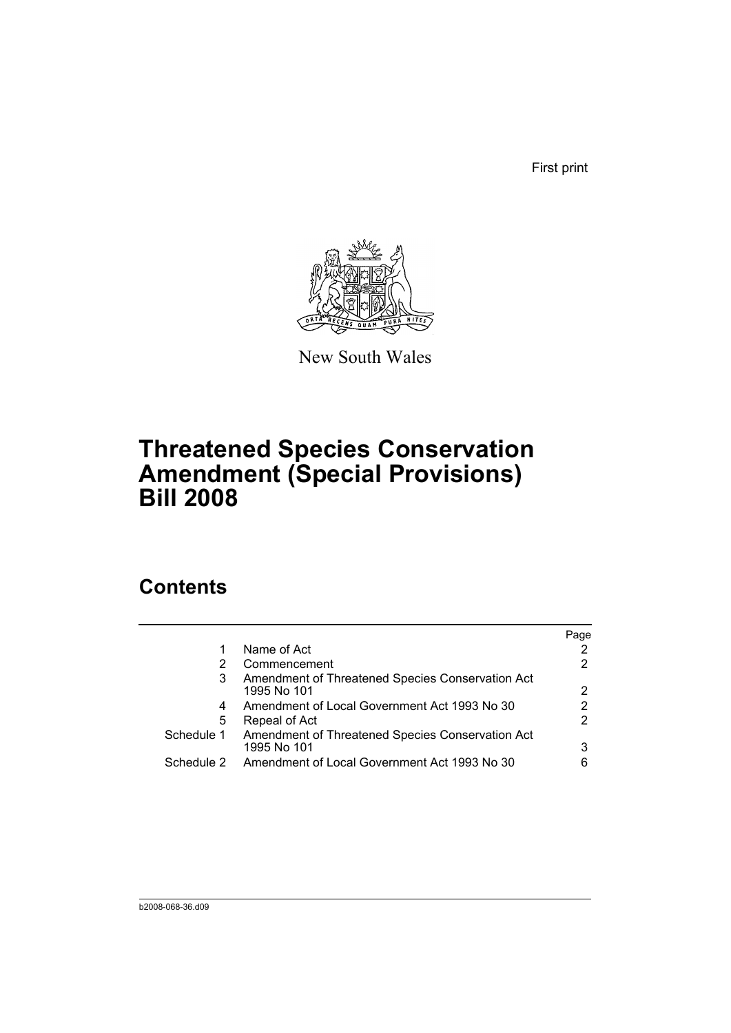First print

New South Wales

# Threatened Species Conservation Amendment (Special Provisions) Bill 2008

## Contents

| | | Page |
|---|---|---|
| 1 | Name of Act | 2 |
| 2 | Commencement | 2 |
| 3 | Amendment of Threatened Species Conservation Act 1995 No 101 | 2 |
| 4 | Amendment of Local Government Act 1993 No 30 | 2 |
| 5 | Repeal of Act | 2 |
| Schedule 1 | Amendment of Threatened Species Conservation Act 1995 No 101 | 3 |
| Schedule 2 | Amendment of Local Government Act 1993 No 30 | 6 |

b2008-068-36.d09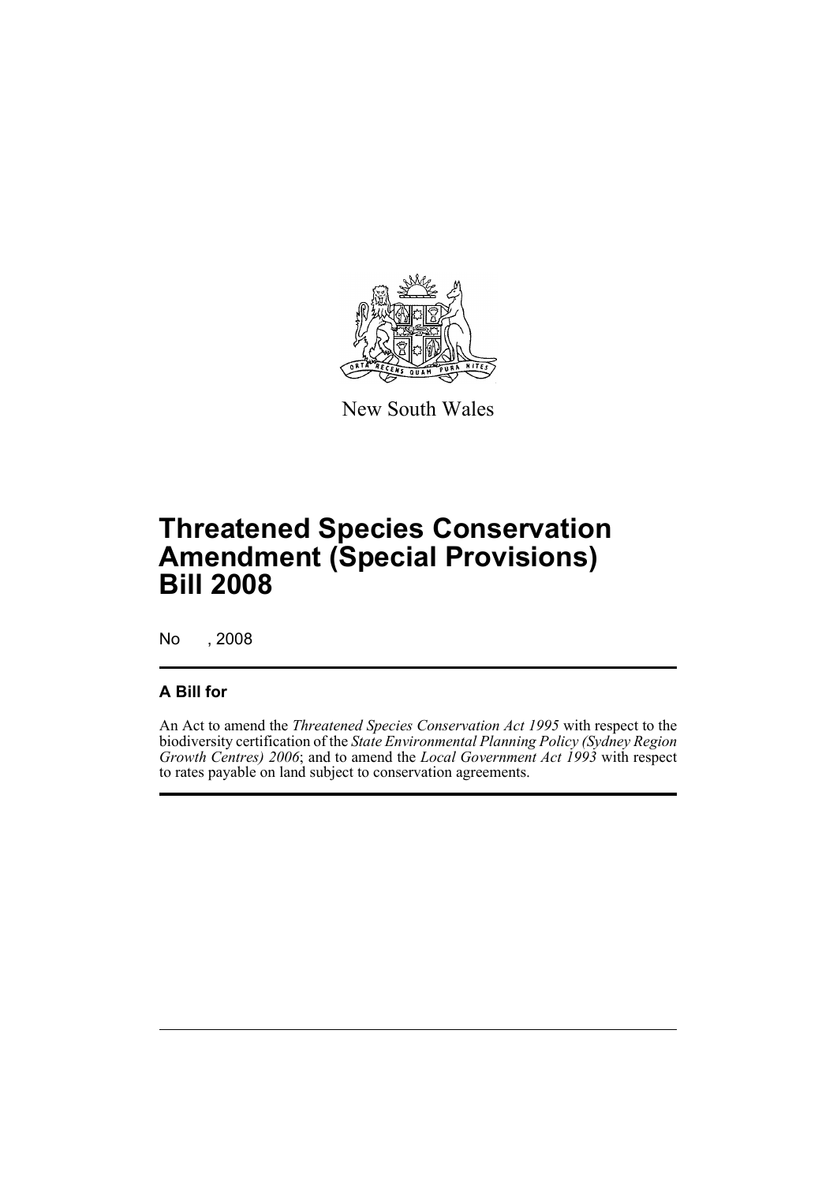New South Wales

# Threatened Species Conservation Amendment (Special Provisions) Bill 2008

No , 2008

## A Bill for

An Act to amend the *Threatened Species Conservation Act 1995* with respect to the biodiversity certification of the *State Environmental Planning Policy (Sydney Region Growth Centres) 2006*; and to amend the *Local Government Act 1993* with respect to rates payable on land subject to conservation agreements.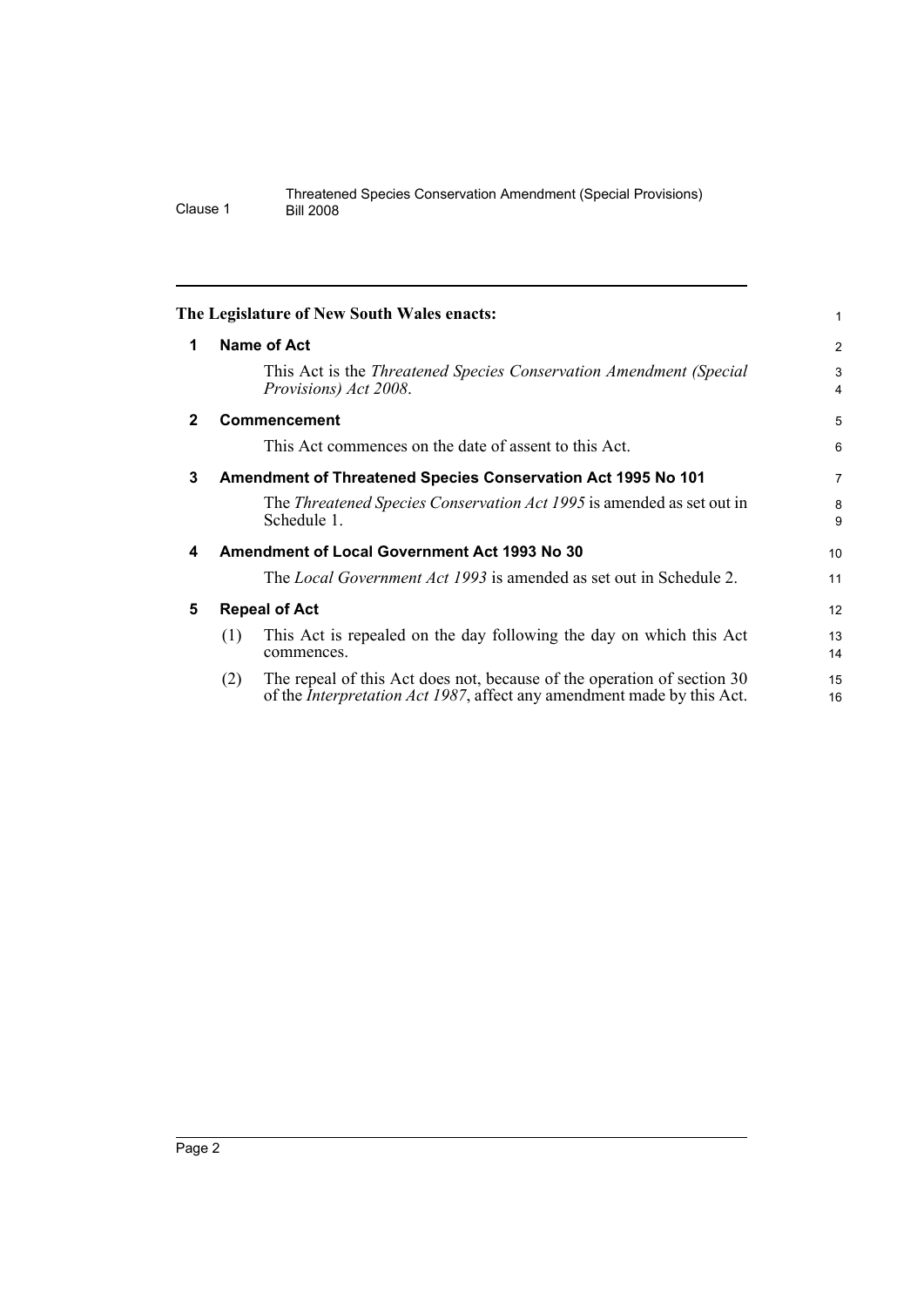The Legislature of New South Wales enacts:

**1 Name of Act**

This Act is the *Threatened Species Conservation Amendment (Special Provisions) Act 2008*.

**2 Commencement**

This Act commences on the date of assent to this Act.

**3 Amendment of Threatened Species Conservation Act 1995 No 101**

The *Threatened Species Conservation Act 1995* is amended as set out in Schedule 1.

**4 Amendment of Local Government Act 1993 No 30**

The *Local Government Act 1993* is amended as set out in Schedule 2.

**5 Repeal of Act**

(1) This Act is repealed on the day following the day on which this Act commences.

(2) The repeal of this Act does not, because of the operation of section 30 of the *Interpretation Act 1987*, affect any amendment made by this Act.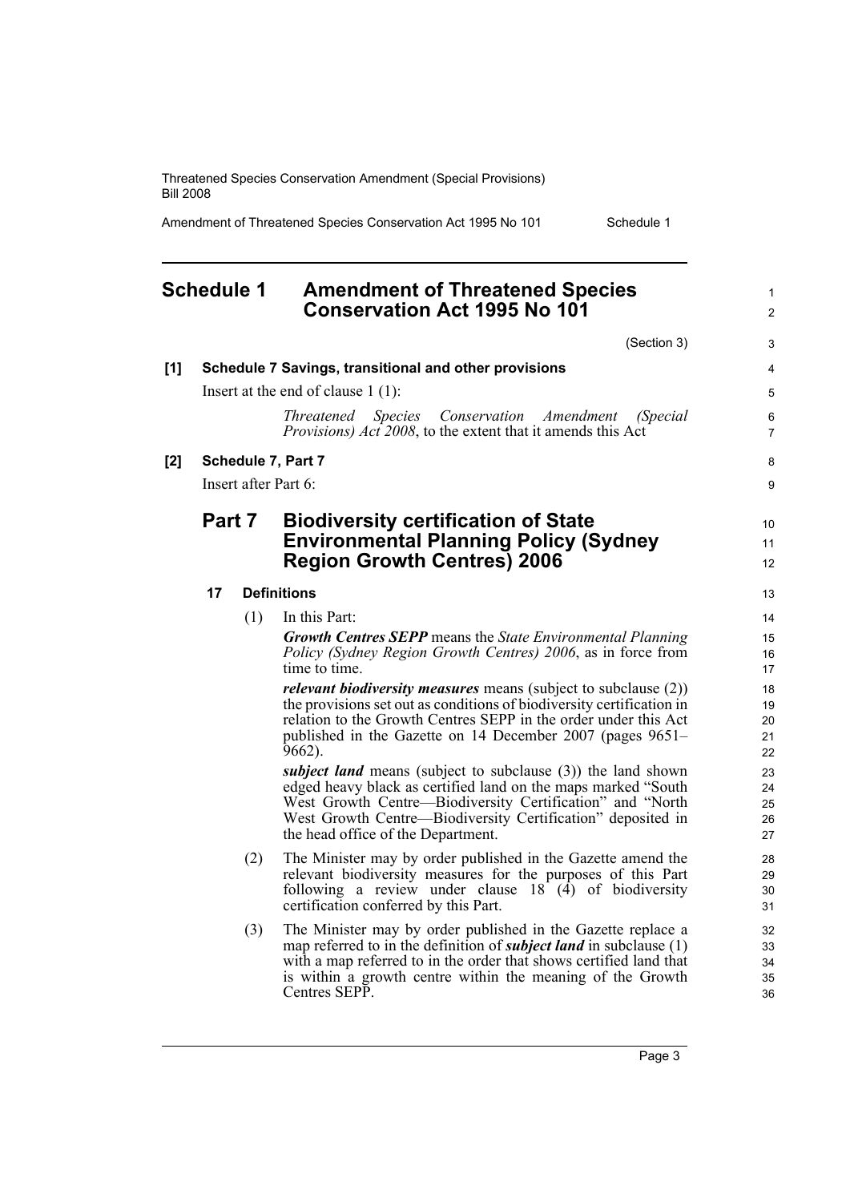# Schedule 1 Amendment of Threatened Species Conservation Act 1995 No 101

(Section 3)

**[1] Schedule 7 Savings, transitional and other provisions**

Insert at the end of clause 1 (1):

> *Threatened Species Conservation Amendment (Special Provisions) Act 2008*, to the extent that it amends this Act

**[2] Schedule 7, Part 7**

Insert after Part 6:

## Part 7 Biodiversity certification of State Environmental Planning Policy (Sydney Region Growth Centres) 2006

### 17 Definitions

(1) In this Part:

***Growth Centres SEPP*** means the *State Environmental Planning Policy (Sydney Region Growth Centres) 2006*, as in force from time to time.

***relevant biodiversity measures*** means (subject to subclause (2)) the provisions set out as conditions of biodiversity certification in relation to the Growth Centres SEPP in the order under this Act published in the Gazette on 14 December 2007 (pages 9651–9662).

***subject land*** means (subject to subclause (3)) the land shown edged heavy black as certified land on the maps marked "South West Growth Centre—Biodiversity Certification" and "North West Growth Centre—Biodiversity Certification" deposited in the head office of the Department.

(2) The Minister may by order published in the Gazette amend the relevant biodiversity measures for the purposes of this Part following a review under clause 18 (4) of biodiversity certification conferred by this Part.

(3) The Minister may by order published in the Gazette replace a map referred to in the definition of ***subject land*** in subclause (1) with a map referred to in the order that shows certified land that is within a growth centre within the meaning of the Growth Centres SEPP.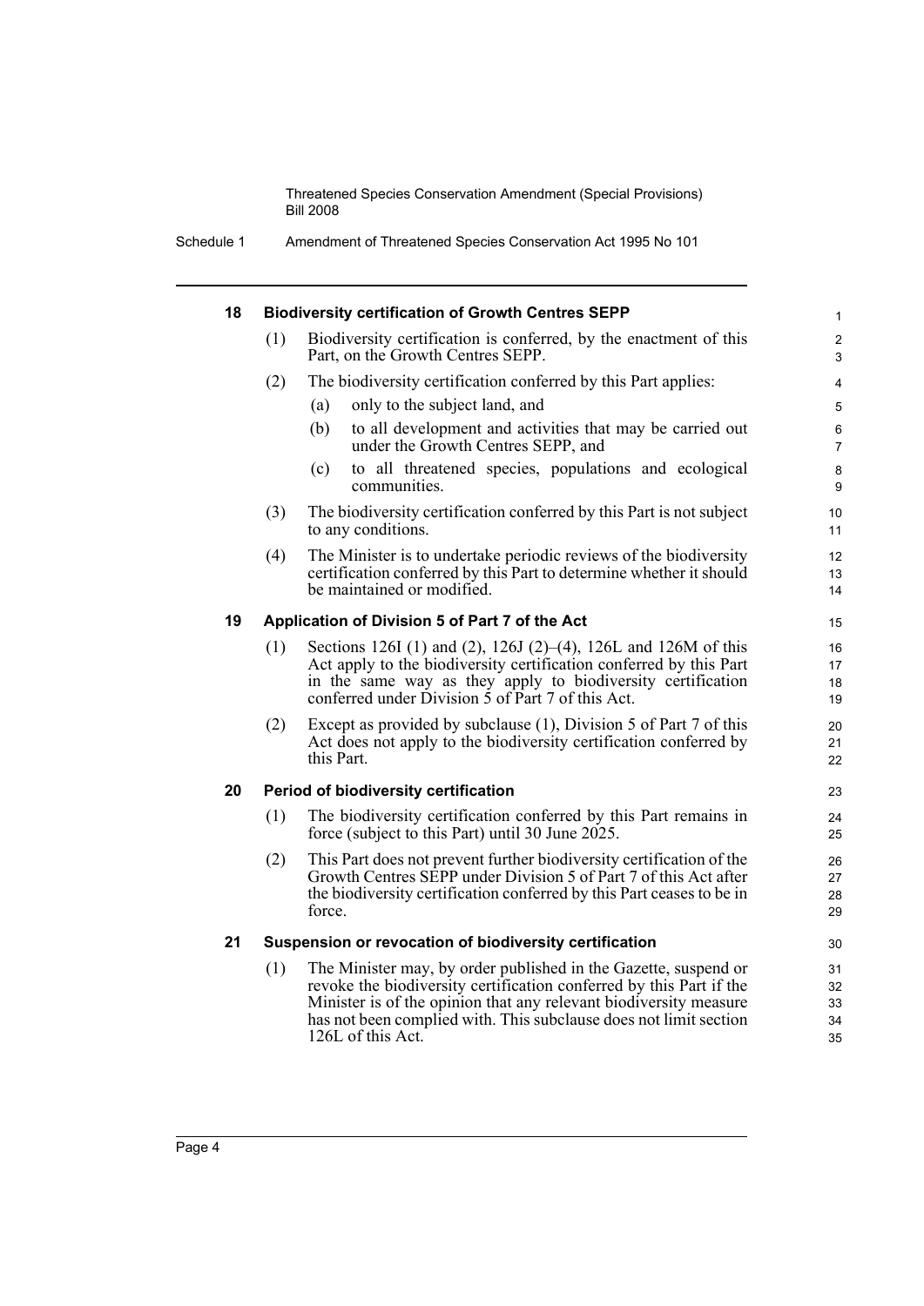### 18 Biodiversity certification of Growth Centres SEPP

(1) Biodiversity certification is conferred, by the enactment of this Part, on the Growth Centres SEPP.

(2) The biodiversity certification conferred by this Part applies:

(a) only to the subject land, and

(b) to all development and activities that may be carried out under the Growth Centres SEPP, and

(c) to all threatened species, populations and ecological communities.

(3) The biodiversity certification conferred by this Part is not subject to any conditions.

(4) The Minister is to undertake periodic reviews of the biodiversity certification conferred by this Part to determine whether it should be maintained or modified.

### 19 Application of Division 5 of Part 7 of the Act

(1) Sections 126I (1) and (2), 126J (2)–(4), 126L and 126M of this Act apply to the biodiversity certification conferred by this Part in the same way as they apply to biodiversity certification conferred under Division 5 of Part 7 of this Act.

(2) Except as provided by subclause (1), Division 5 of Part 7 of this Act does not apply to the biodiversity certification conferred by this Part.

### 20 Period of biodiversity certification

(1) The biodiversity certification conferred by this Part remains in force (subject to this Part) until 30 June 2025.

(2) This Part does not prevent further biodiversity certification of the Growth Centres SEPP under Division 5 of Part 7 of this Act after the biodiversity certification conferred by this Part ceases to be in force.

### 21 Suspension or revocation of biodiversity certification

(1) The Minister may, by order published in the Gazette, suspend or revoke the biodiversity certification conferred by this Part if the Minister is of the opinion that any relevant biodiversity measure has not been complied with. This subclause does not limit section 126L of this Act.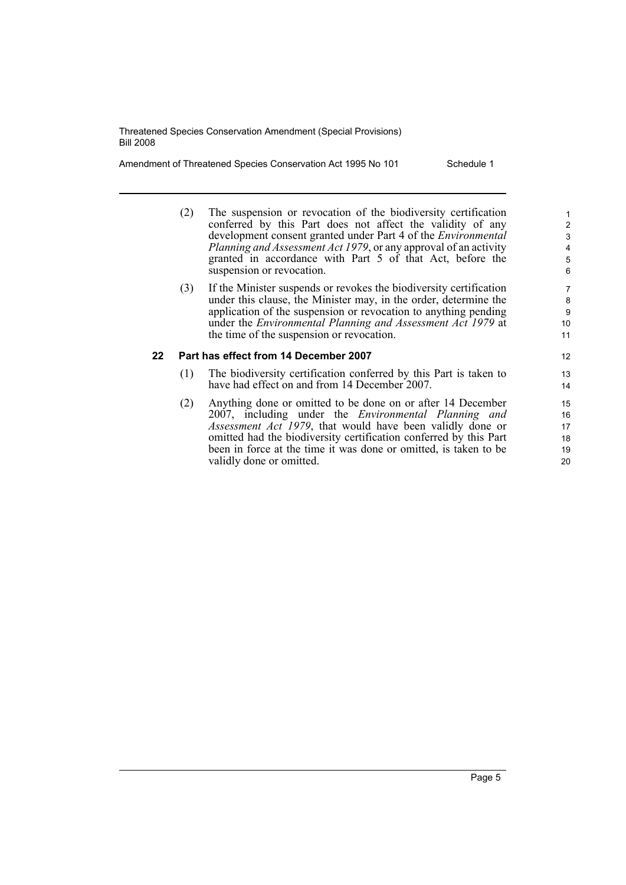(2) The suspension or revocation of the biodiversity certification conferred by this Part does not affect the validity of any development consent granted under Part 4 of the *Environmental Planning and Assessment Act 1979*, or any approval of an activity granted in accordance with Part 5 of that Act, before the suspension or revocation.

(3) If the Minister suspends or revokes the biodiversity certification under this clause, the Minister may, in the order, determine the application of the suspension or revocation to anything pending under the *Environmental Planning and Assessment Act 1979* at the time of the suspension or revocation.

### 22 Part has effect from 14 December 2007

(1) The biodiversity certification conferred by this Part is taken to have had effect on and from 14 December 2007.

(2) Anything done or omitted to be done on or after 14 December 2007, including under the *Environmental Planning and Assessment Act 1979*, that would have been validly done or omitted had the biodiversity certification conferred by this Part been in force at the time it was done or omitted, is taken to be validly done or omitted.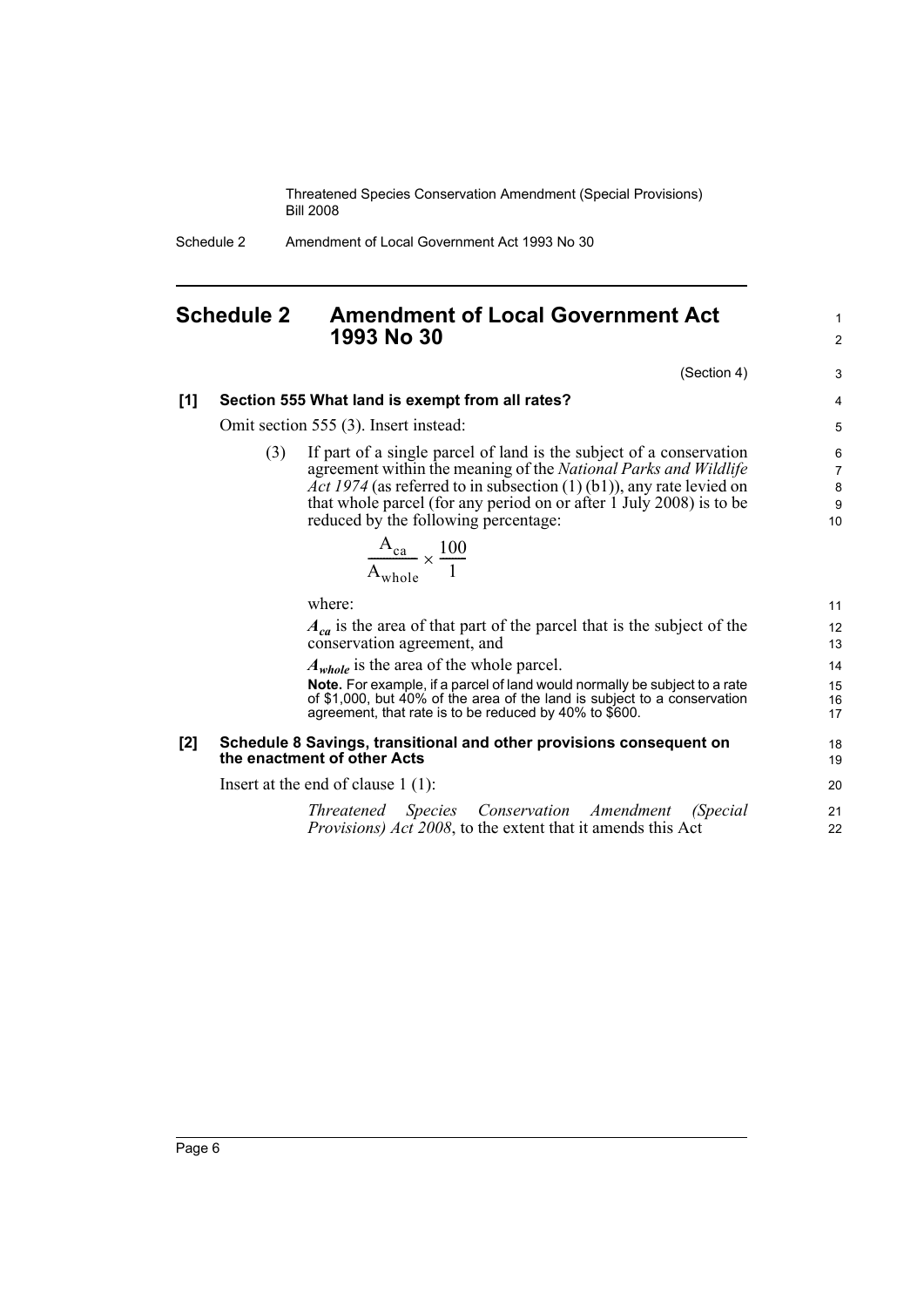## Schedule 2 Amendment of Local Government Act 1993 No 30

(Section 4)

**[1] Section 555 What land is exempt from all rates?**

Omit section 555 (3). Insert instead:

(3) If part of a single parcel of land is the subject of a conservation agreement within the meaning of the *National Parks and Wildlife Act 1974* (as referred to in subsection (1) (b1)), any rate levied on that whole parcel (for any period on or after 1 July 2008) is to be reduced by the following percentage:

$$\frac{A_{ca}}{A_{whole}} \times \frac{100}{1}$$

where:

$A_{ca}$ is the area of that part of the parcel that is the subject of the conservation agreement, and

$A_{whole}$ is the area of the whole parcel.

**Note.** For example, if a parcel of land would normally be subject to a rate of $1,000, but 40% of the area of the land is subject to a conservation agreement, that rate is to be reduced by 40% to $600.

**[2] Schedule 8 Savings, transitional and other provisions consequent on the enactment of other Acts**

Insert at the end of clause 1 (1):

*Threatened Species Conservation Amendment (Special Provisions) Act 2008*, to the extent that it amends this Act